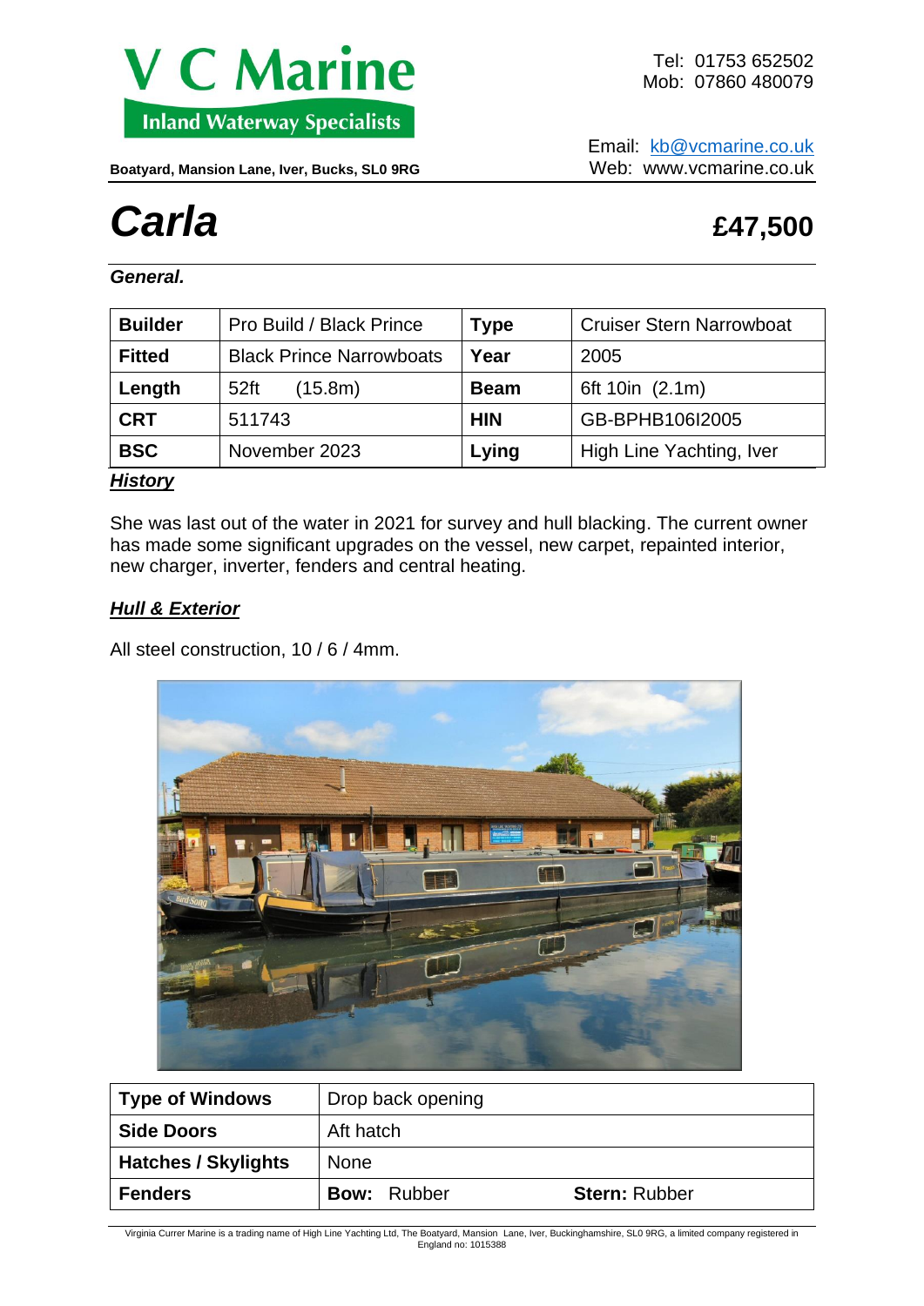# V C Marine

**Inland Waterway Specialists**

**Boatyard, Mansion Lane, Iver, Bucks, SL0 9RG**

Tel: 01753 652502
Mob: 07860 480079

Email: kb@vcmarine.co.uk
Web: www.vcmarine.co.uk

# *Carla*

## £47,500

### *General.*

| **Builder** | Pro Build / Black Prince | **Type** | Cruiser Stern Narrowboat |
|---|---|---|---|
| **Fitted** | Black Prince Narrowboats | **Year** | 2005 |
| **Length** | 52ft (15.8m) | **Beam** | 6ft 10in (2.1m) |
| **CRT** | 511743 | **HIN** | GB-BPHB106I2005 |
| **BSC** | November 2023 | **Lying** | High Line Yachting, Iver |

### ***History***

She was last out of the water in 2021 for survey and hull blacking. The current owner has made some significant upgrades on the vessel, new carpet, repainted interior, new charger, inverter, fenders and central heating.

### ***Hull & Exterior***

All steel construction, 10 / 6 / 4mm.

| **Type of Windows** | Drop back opening | |
|---|---|---|
| **Side Doors** | Aft hatch | |
| **Hatches / Skylights** | None | |
| **Fenders** | **Bow:** Rubber | **Stern:** Rubber |

Virginia Currer Marine is a trading name of High Line Yachting Ltd, The Boatyard, Mansion Lane, Iver, Buckinghamshire, SL0 9RG, a limited company registered in England no: 1015388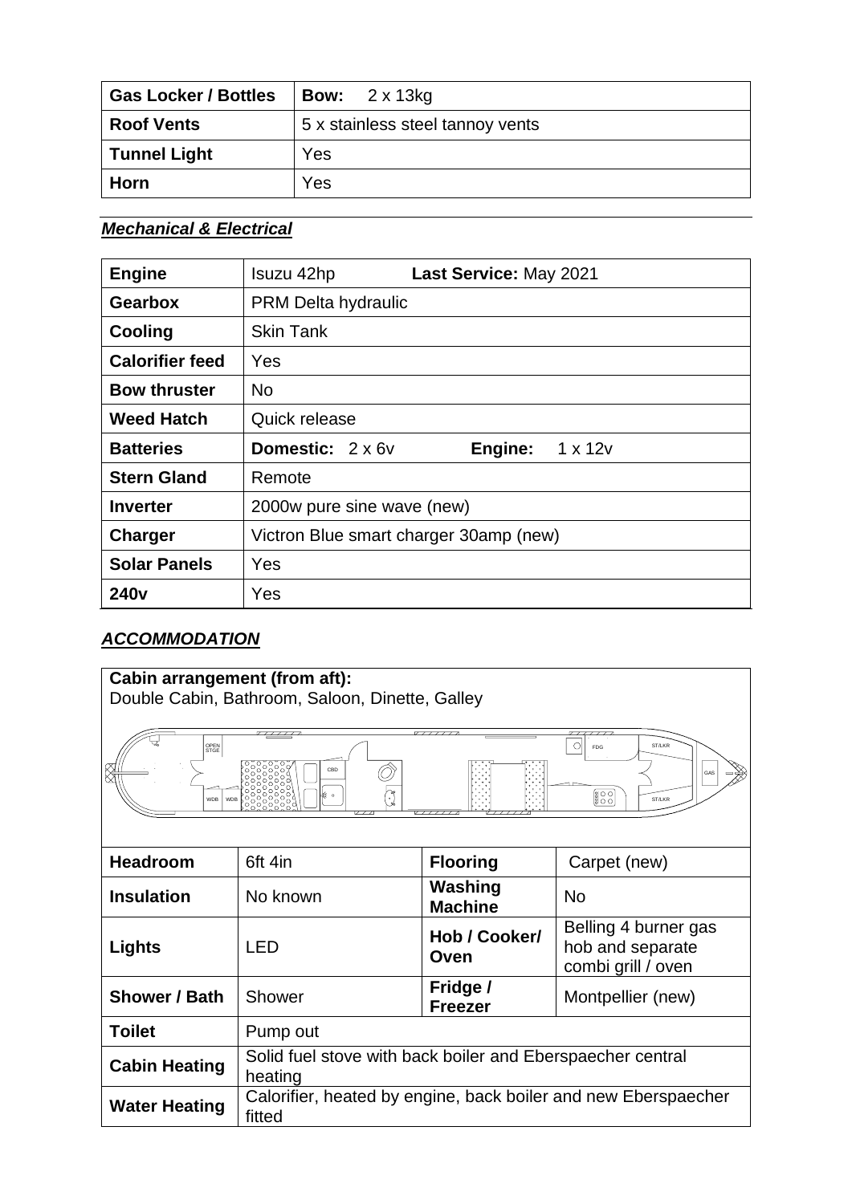| Gas Locker / Bottles | **Bow:** 2 x 13kg |
|---|---|
| **Roof Vents** | 5 x stainless steel tannoy vents |
| **Tunnel Light** | Yes |
| **Horn** | Yes |

## ***Mechanical & Electrical***

| **Engine** | Isuzu 42hp **Last Service:** May 2021 |
|---|---|
| **Gearbox** | PRM Delta hydraulic |
| **Cooling** | Skin Tank |
| **Calorifier feed** | Yes |
| **Bow thruster** | No |
| **Weed Hatch** | Quick release |
| **Batteries** | **Domestic:** 2 x 6v **Engine:** 1 x 12v |
| **Stern Gland** | Remote |
| **Inverter** | 2000w pure sine wave (new) |
| **Charger** | Victron Blue smart charger 30amp (new) |
| **Solar Panels** | Yes |
| **240v** | Yes |

## ***ACCOMMODATION***

**Cabin arrangement (from aft):**
Double Cabin, Bathroom, Saloon, Dinette, Galley

OPEN STGE, WDB, WDB, CBD, FDG, ST/LKR, ST/LKR, GAS

| **Headroom** | 6ft 4in | **Flooring** | Carpet (new) |
|---|---|---|---|
| **Insulation** | No known | **Washing Machine** | No |
| **Lights** | LED | **Hob / Cooker/ Oven** | Belling 4 burner gas hob and separate combi grill / oven |
| **Shower / Bath** | Shower | **Fridge / Freezer** | Montpellier (new) |
| **Toilet** | Pump out | | |
| **Cabin Heating** | Solid fuel stove with back boiler and Eberspaecher central heating | | |
| **Water Heating** | Calorifier, heated by engine, back boiler and new Eberspaecher fitted | | |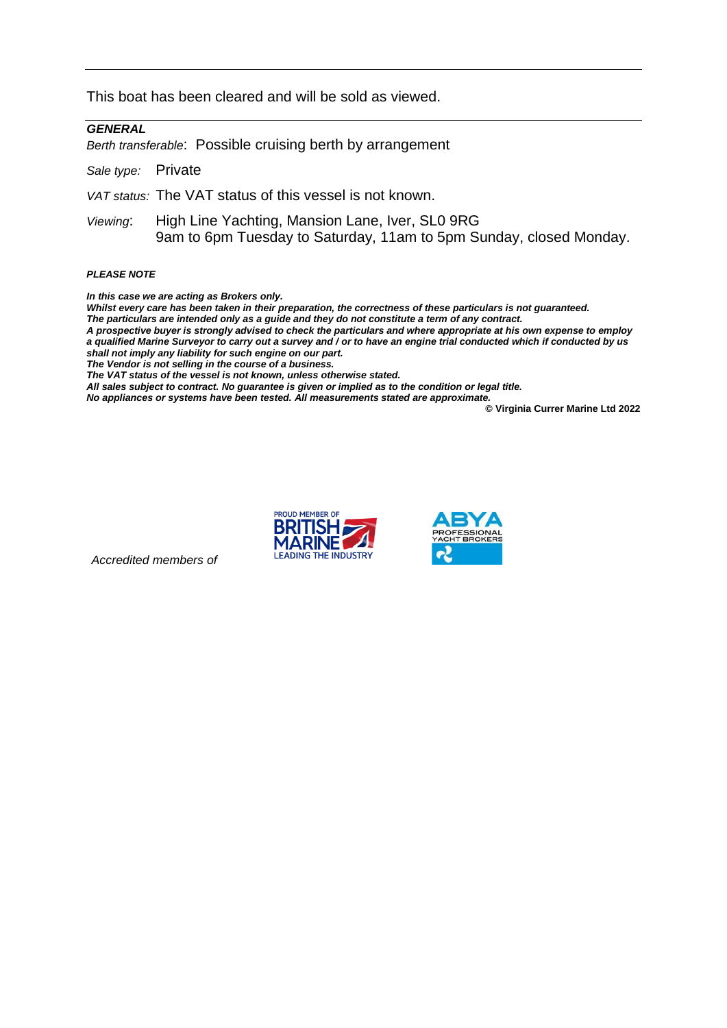This boat has been cleared and will be sold as viewed.

***GENERAL***

*Berth transferable*: Possible cruising berth by arrangement

*Sale type:* Private

*VAT status:* The VAT status of this vessel is not known.

*Viewing*: High Line Yachting, Mansion Lane, Iver, SL0 9RG
9am to 6pm Tuesday to Saturday, 11am to 5pm Sunday, closed Monday.

***PLEASE NOTE***

***In this case we are acting as Brokers only.***
***Whilst every care has been taken in their preparation, the correctness of these particulars is not guaranteed.***
***The particulars are intended only as a guide and they do not constitute a term of any contract.***
***A prospective buyer is strongly advised to check the particulars and where appropriate at his own expense to employ a qualified Marine Surveyor to carry out a survey and / or to have an engine trial conducted which if conducted by us shall not imply any liability for such engine on our part.***
***The Vendor is not selling in the course of a business.***
***The VAT status of the vessel is not known, unless otherwise stated.***
***All sales subject to contract. No guarantee is given or implied as to the condition or legal title.***
***No appliances or systems have been tested. All measurements stated are approximate.***

**© Virginia Currer Marine Ltd 2022**

*Accredited members of*

PROUD MEMBER OF BRITISH MARINE LEADING THE INDUSTRY

ABYA PROFESSIONAL YACHT BROKERS